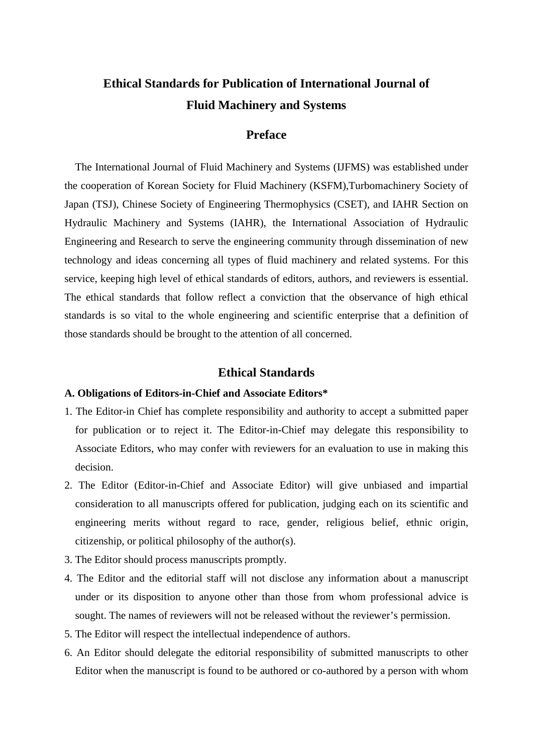# Ethical Standards for Publication of International Journal of Fluid Machinery and Systems

## Preface

The International Journal of Fluid Machinery and Systems (IJFMS) was established under the cooperation of Korean Society for Fluid Machinery (KSFM),Turbomachinery Society of Japan (TSJ), Chinese Society of Engineering Thermophysics (CSET), and IAHR Section on Hydraulic Machinery and Systems (IAHR), the International Association of Hydraulic Engineering and Research to serve the engineering community through dissemination of new technology and ideas concerning all types of fluid machinery and related systems. For this service, keeping high level of ethical standards of editors, authors, and reviewers is essential. The ethical standards that follow reflect a conviction that the observance of high ethical standards is so vital to the whole engineering and scientific enterprise that a definition of those standards should be brought to the attention of all concerned.

## Ethical Standards

**A. Obligations of Editors-in-Chief and Associate Editors***

1. The Editor-in Chief has complete responsibility and authority to accept a submitted paper for publication or to reject it. The Editor-in-Chief may delegate this responsibility to Associate Editors, who may confer with reviewers for an evaluation to use in making this decision.
2. The Editor (Editor-in-Chief and Associate Editor) will give unbiased and impartial consideration to all manuscripts offered for publication, judging each on its scientific and engineering merits without regard to race, gender, religious belief, ethnic origin, citizenship, or political philosophy of the author(s).
3. The Editor should process manuscripts promptly.
4. The Editor and the editorial staff will not disclose any information about a manuscript under or its disposition to anyone other than those from whom professional advice is sought. The names of reviewers will not be released without the reviewer's permission.
5. The Editor will respect the intellectual independence of authors.
6. An Editor should delegate the editorial responsibility of submitted manuscripts to other Editor when the manuscript is found to be authored or co-authored by a person with whom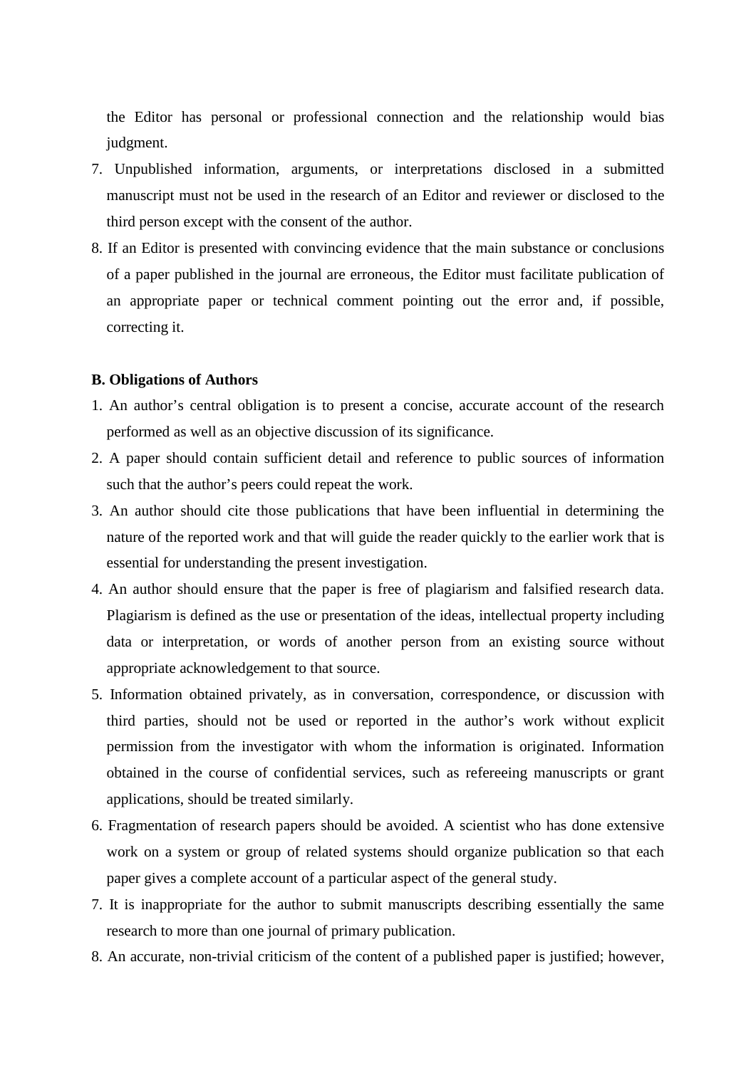the Editor has personal or professional connection and the relationship would bias judgment.

7. Unpublished information, arguments, or interpretations disclosed in a submitted manuscript must not be used in the research of an Editor and reviewer or disclosed to the third person except with the consent of the author.
8. If an Editor is presented with convincing evidence that the main substance or conclusions of a paper published in the journal are erroneous, the Editor must facilitate publication of an appropriate paper or technical comment pointing out the error and, if possible, correcting it.

**B. Obligations of Authors**

1. An author's central obligation is to present a concise, accurate account of the research performed as well as an objective discussion of its significance.
2. A paper should contain sufficient detail and reference to public sources of information such that the author's peers could repeat the work.
3. An author should cite those publications that have been influential in determining the nature of the reported work and that will guide the reader quickly to the earlier work that is essential for understanding the present investigation.
4. An author should ensure that the paper is free of plagiarism and falsified research data. Plagiarism is defined as the use or presentation of the ideas, intellectual property including data or interpretation, or words of another person from an existing source without appropriate acknowledgement to that source.
5. Information obtained privately, as in conversation, correspondence, or discussion with third parties, should not be used or reported in the author's work without explicit permission from the investigator with whom the information is originated. Information obtained in the course of confidential services, such as refereeing manuscripts or grant applications, should be treated similarly.
6. Fragmentation of research papers should be avoided. A scientist who has done extensive work on a system or group of related systems should organize publication so that each paper gives a complete account of a particular aspect of the general study.
7. It is inappropriate for the author to submit manuscripts describing essentially the same research to more than one journal of primary publication.
8. An accurate, non-trivial criticism of the content of a published paper is justified; however,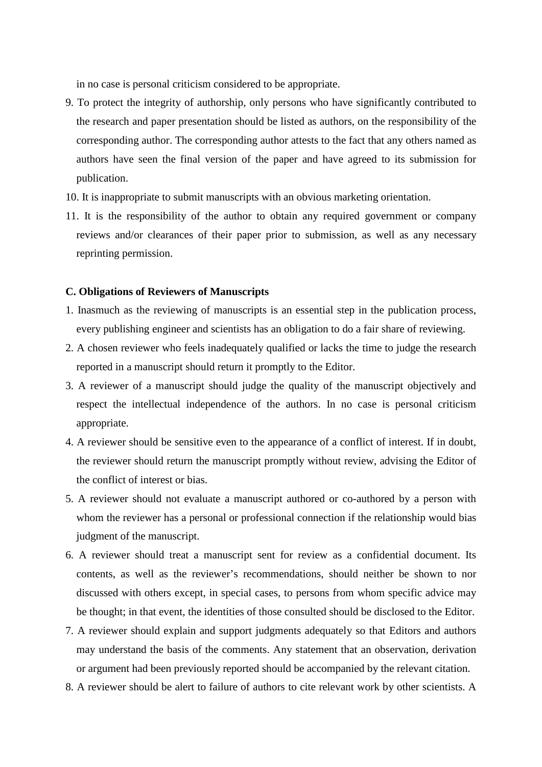in no case is personal criticism considered to be appropriate.

9. To protect the integrity of authorship, only persons who have significantly contributed to the research and paper presentation should be listed as authors, on the responsibility of the corresponding author. The corresponding author attests to the fact that any others named as authors have seen the final version of the paper and have agreed to its submission for publication.
10. It is inappropriate to submit manuscripts with an obvious marketing orientation.
11. It is the responsibility of the author to obtain any required government or company reviews and/or clearances of their paper prior to submission, as well as any necessary reprinting permission.

**C. Obligations of Reviewers of Manuscripts**

1. Inasmuch as the reviewing of manuscripts is an essential step in the publication process, every publishing engineer and scientists has an obligation to do a fair share of reviewing.
2. A chosen reviewer who feels inadequately qualified or lacks the time to judge the research reported in a manuscript should return it promptly to the Editor.
3. A reviewer of a manuscript should judge the quality of the manuscript objectively and respect the intellectual independence of the authors. In no case is personal criticism appropriate.
4. A reviewer should be sensitive even to the appearance of a conflict of interest. If in doubt, the reviewer should return the manuscript promptly without review, advising the Editor of the conflict of interest or bias.
5. A reviewer should not evaluate a manuscript authored or co-authored by a person with whom the reviewer has a personal or professional connection if the relationship would bias judgment of the manuscript.
6. A reviewer should treat a manuscript sent for review as a confidential document. Its contents, as well as the reviewer's recommendations, should neither be shown to nor discussed with others except, in special cases, to persons from whom specific advice may be thought; in that event, the identities of those consulted should be disclosed to the Editor.
7. A reviewer should explain and support judgments adequately so that Editors and authors may understand the basis of the comments. Any statement that an observation, derivation or argument had been previously reported should be accompanied by the relevant citation.
8. A reviewer should be alert to failure of authors to cite relevant work by other scientists. A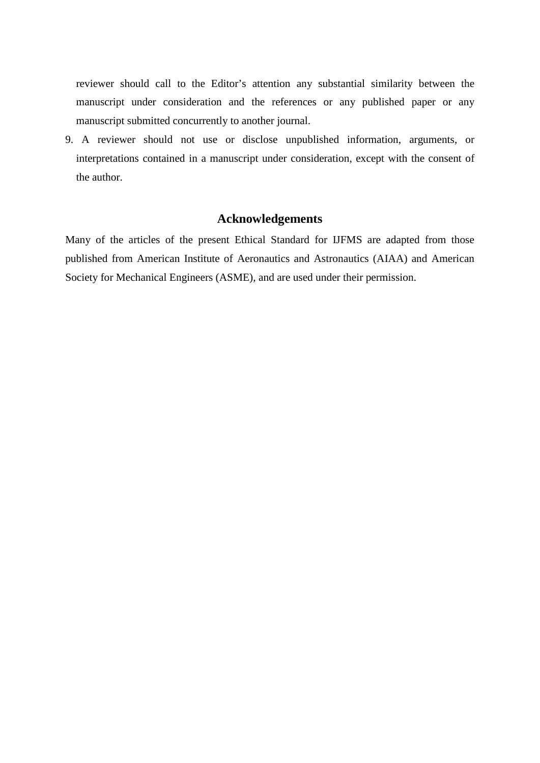reviewer should call to the Editor's attention any substantial similarity between the manuscript under consideration and the references or any published paper or any manuscript submitted concurrently to another journal.

9. A reviewer should not use or disclose unpublished information, arguments, or interpretations contained in a manuscript under consideration, except with the consent of the author.

## Acknowledgements

Many of the articles of the present Ethical Standard for IJFMS are adapted from those published from American Institute of Aeronautics and Astronautics (AIAA) and American Society for Mechanical Engineers (ASME), and are used under their permission.